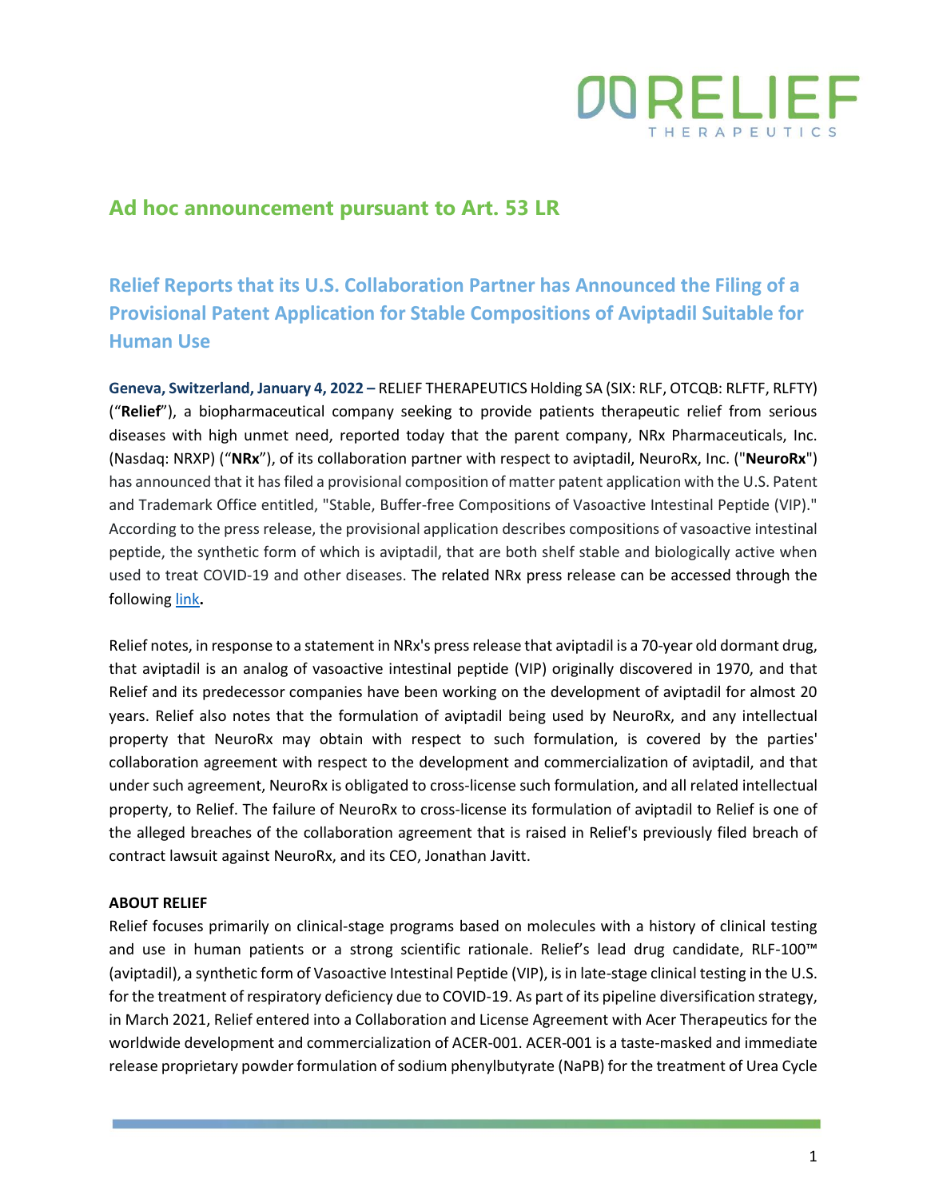RELIEF THERAPEUTICS

## Ad hoc announcement pursuant to Art. 53 LR

# Relief Reports that its U.S. Collaboration Partner has Announced the Filing of a Provisional Patent Application for Stable Compositions of Aviptadil Suitable for Human Use

**Geneva, Switzerland, January 4, 2022 –** RELIEF THERAPEUTICS Holding SA (SIX: RLF, OTCQB: RLFTF, RLFTY) ("**Relief**"), a biopharmaceutical company seeking to provide patients therapeutic relief from serious diseases with high unmet need, reported today that the parent company, NRx Pharmaceuticals, Inc. (Nasdaq: NRXP) ("**NRx**"), of its collaboration partner with respect to aviptadil, NeuroRx, Inc. ("**NeuroRx**") has announced that it has filed a provisional composition of matter patent application with the U.S. Patent and Trademark Office entitled, "Stable, Buffer-free Compositions of Vasoactive Intestinal Peptide (VIP)." According to the press release, the provisional application describes compositions of vasoactive intestinal peptide, the synthetic form of which is aviptadil, that are both shelf stable and biologically active when used to treat COVID-19 and other diseases. The related NRx press release can be accessed through the following link**.**

Relief notes, in response to a statement in NRx's press release that aviptadil is a 70-year old dormant drug, that aviptadil is an analog of vasoactive intestinal peptide (VIP) originally discovered in 1970, and that Relief and its predecessor companies have been working on the development of aviptadil for almost 20 years. Relief also notes that the formulation of aviptadil being used by NeuroRx, and any intellectual property that NeuroRx may obtain with respect to such formulation, is covered by the parties' collaboration agreement with respect to the development and commercialization of aviptadil, and that under such agreement, NeuroRx is obligated to cross-license such formulation, and all related intellectual property, to Relief. The failure of NeuroRx to cross-license its formulation of aviptadil to Relief is one of the alleged breaches of the collaboration agreement that is raised in Relief's previously filed breach of contract lawsuit against NeuroRx, and its CEO, Jonathan Javitt.

**ABOUT RELIEF**

Relief focuses primarily on clinical-stage programs based on molecules with a history of clinical testing and use in human patients or a strong scientific rationale. Relief's lead drug candidate, RLF-100™ (aviptadil), a synthetic form of Vasoactive Intestinal Peptide (VIP), is in late-stage clinical testing in the U.S. for the treatment of respiratory deficiency due to COVID-19. As part of its pipeline diversification strategy, in March 2021, Relief entered into a Collaboration and License Agreement with Acer Therapeutics for the worldwide development and commercialization of ACER-001. ACER-001 is a taste-masked and immediate release proprietary powder formulation of sodium phenylbutyrate (NaPB) for the treatment of Urea Cycle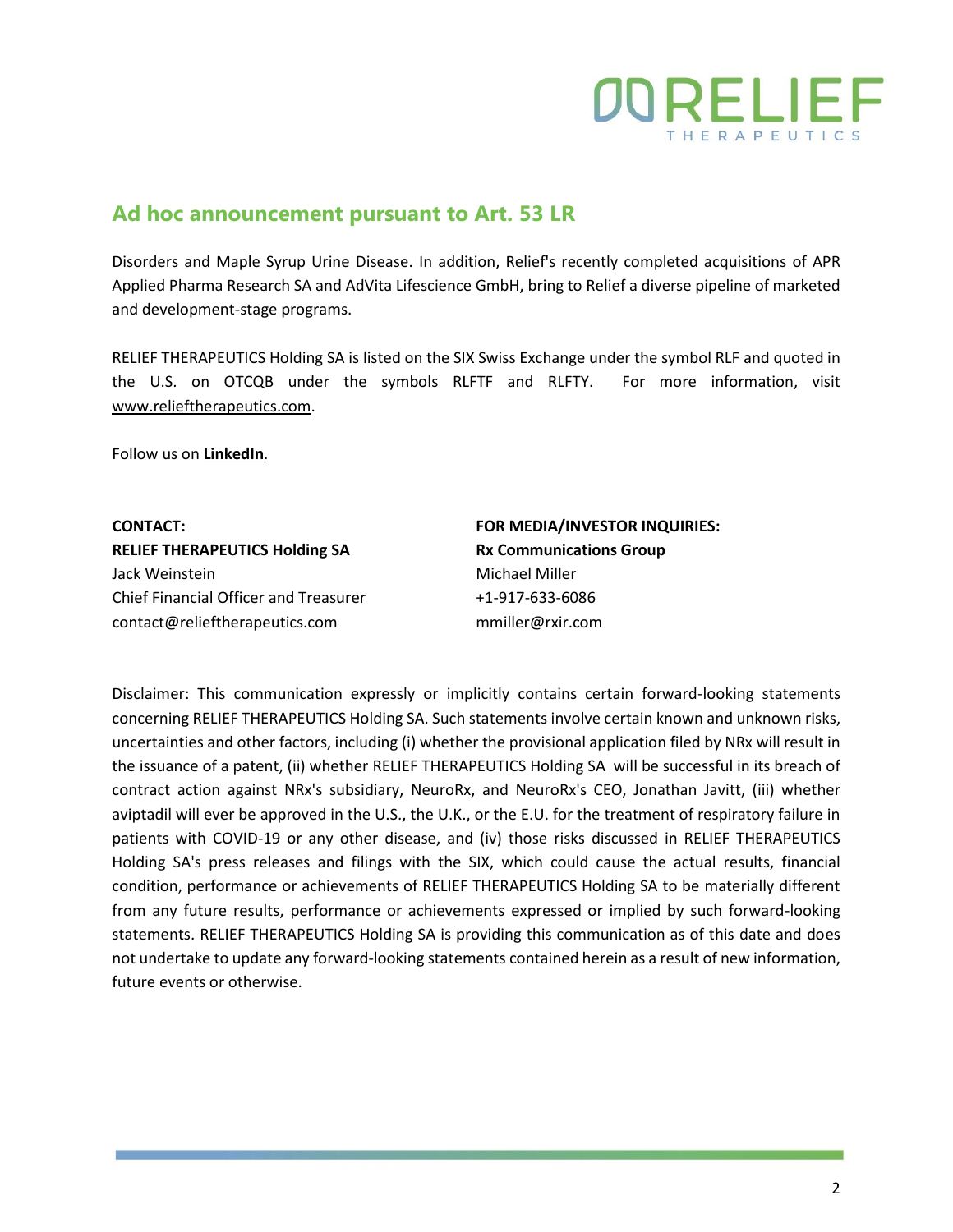## Ad hoc announcement pursuant to Art. 53 LR

Disorders and Maple Syrup Urine Disease. In addition, Relief's recently completed acquisitions of APR Applied Pharma Research SA and AdVita Lifescience GmbH, bring to Relief a diverse pipeline of marketed and development-stage programs.

RELIEF THERAPEUTICS Holding SA is listed on the SIX Swiss Exchange under the symbol RLF and quoted in the U.S. on OTCQB under the symbols RLFTF and RLFTY. For more information, visit www.relieftherapeutics.com.

Follow us on **LinkedIn**.

**CONTACT:**
**RELIEF THERAPEUTICS Holding SA**
Jack Weinstein
Chief Financial Officer and Treasurer
contact@relieftherapeutics.com

**FOR MEDIA/INVESTOR INQUIRIES:**
**Rx Communications Group**
Michael Miller
+1-917-633-6086
mmiller@rxir.com

Disclaimer: This communication expressly or implicitly contains certain forward-looking statements concerning RELIEF THERAPEUTICS Holding SA. Such statements involve certain known and unknown risks, uncertainties and other factors, including (i) whether the provisional application filed by NRx will result in the issuance of a patent, (ii) whether RELIEF THERAPEUTICS Holding SA will be successful in its breach of contract action against NRx's subsidiary, NeuroRx, and NeuroRx's CEO, Jonathan Javitt, (iii) whether aviptadil will ever be approved in the U.S., the U.K., or the E.U. for the treatment of respiratory failure in patients with COVID-19 or any other disease, and (iv) those risks discussed in RELIEF THERAPEUTICS Holding SA's press releases and filings with the SIX, which could cause the actual results, financial condition, performance or achievements of RELIEF THERAPEUTICS Holding SA to be materially different from any future results, performance or achievements expressed or implied by such forward-looking statements. RELIEF THERAPEUTICS Holding SA is providing this communication as of this date and does not undertake to update any forward-looking statements contained herein as a result of new information, future events or otherwise.